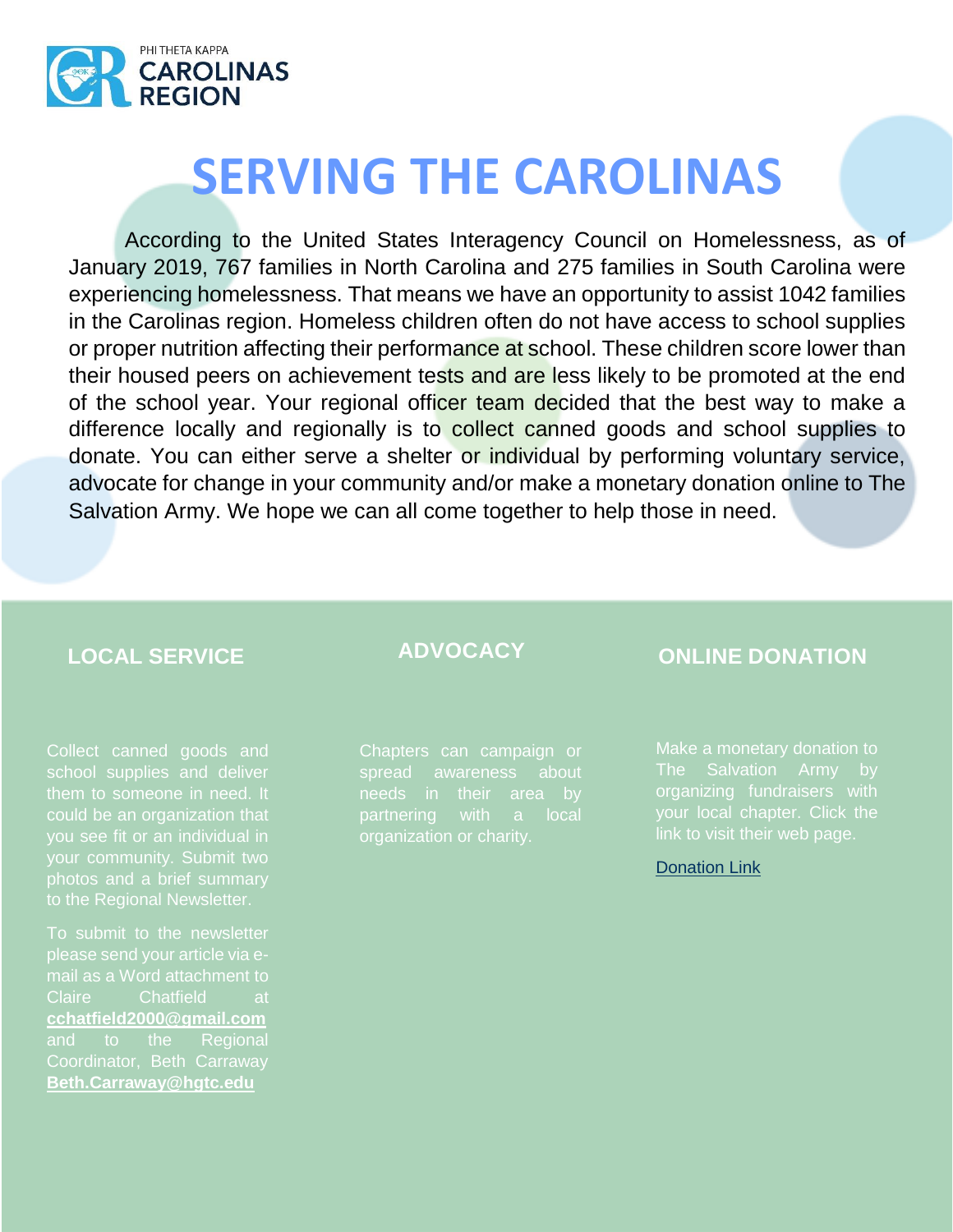PHI THETA KAPPA
CAROLINAS
REGION

# SERVING THE CAROLINAS

According to the United States Interagency Council on Homelessness, as of January 2019, 767 families in North Carolina and 275 families in South Carolina were experiencing homelessness. That means we have an opportunity to assist 1042 families in the Carolinas region. Homeless children often do not have access to school supplies or proper nutrition affecting their performance at school. These children score lower than their housed peers on achievement tests and are less likely to be promoted at the end of the school year. Your regional officer team decided that the best way to make a difference locally and regionally is to collect canned goods and school supplies to donate. You can either serve a shelter or individual by performing voluntary service, advocate for change in your community and/or make a monetary donation online to The Salvation Army. We hope we can all come together to help those in need.

## LOCAL SERVICE

Collect canned goods and school supplies and deliver them to someone in need. It could be an organization that you see fit or an individual in your community. Submit two photos and a brief summary to the Regional Newsletter.

To submit to the newsletter please send your article via e-mail as a Word attachment to Claire Chatfield at **cchatfield2000@gmail.com** and to the Regional Coordinator, Beth Carraway **Beth.Carraway@hgtc.edu**

## ADVOCACY

Chapters can campaign or spread awareness about needs in their area by partnering with a local organization or charity.

## ONLINE DONATION

Make a monetary donation to The Salvation Army by organizing fundraisers with your local chapter. Click the link to visit their web page.

Donation Link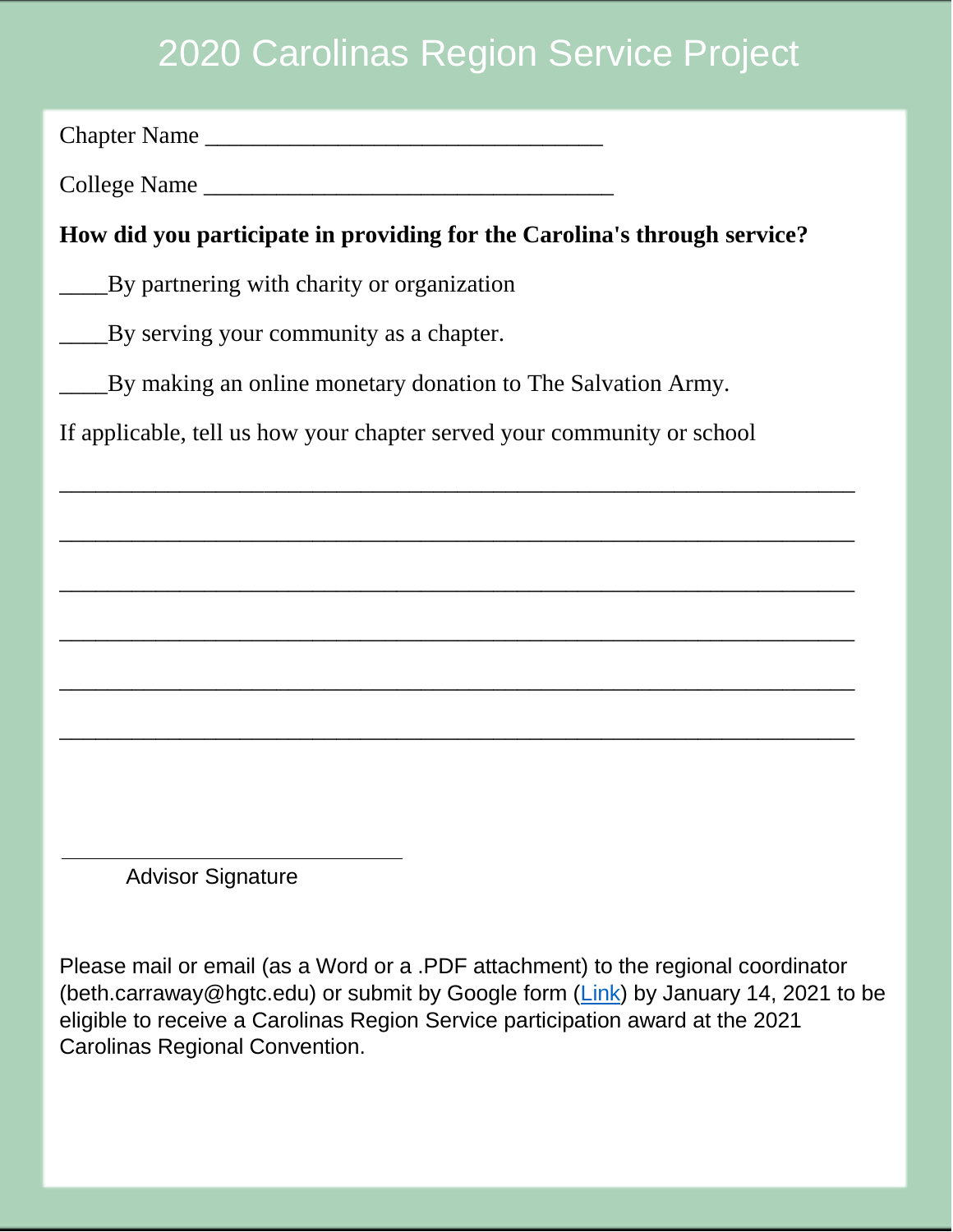# 2020 Carolinas Region Service Project

Chapter Name ________________________________

College Name __________________________________

**How did you participate in providing for the Carolina's through service?**

____By partnering with charity or organization

____By serving your community as a chapter.

____By making an online monetary donation to The Salvation Army.

If applicable, tell us how your chapter served your community or school

_________________________________________________________________

_________________________________________________________________

_________________________________________________________________

_________________________________________________________________

_________________________________________________________________

_________________________________________________________________

____________________________

Advisor Signature

Please mail or email (as a Word or a .PDF attachment) to the regional coordinator (beth.carraway@hgtc.edu) or submit by Google form (Link) by January 14, 2021 to be eligible to receive a Carolinas Region Service participation award at the 2021 Carolinas Regional Convention.